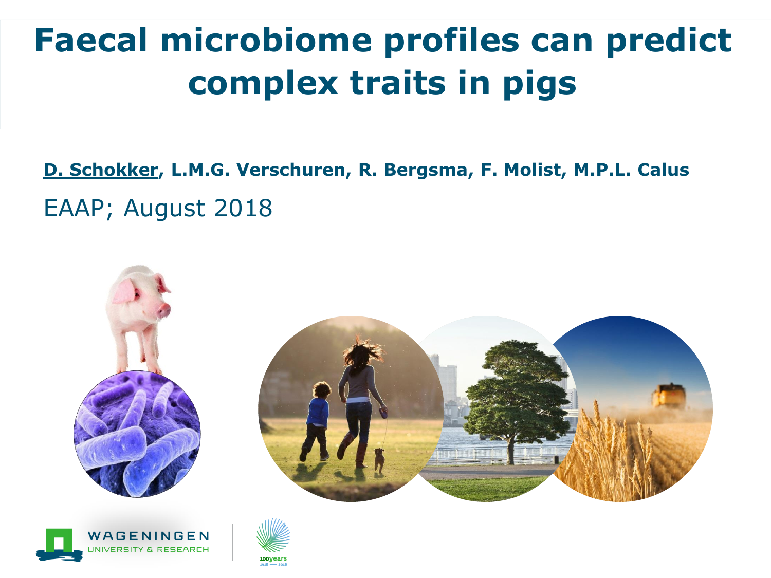# Faecal microbiome profiles can predict complex traits in pigs

**D. Schokker, L.M.G. Verschuren, R. Bergsma, F. Molist, M.P.L. Calus**

EAAP; August 2018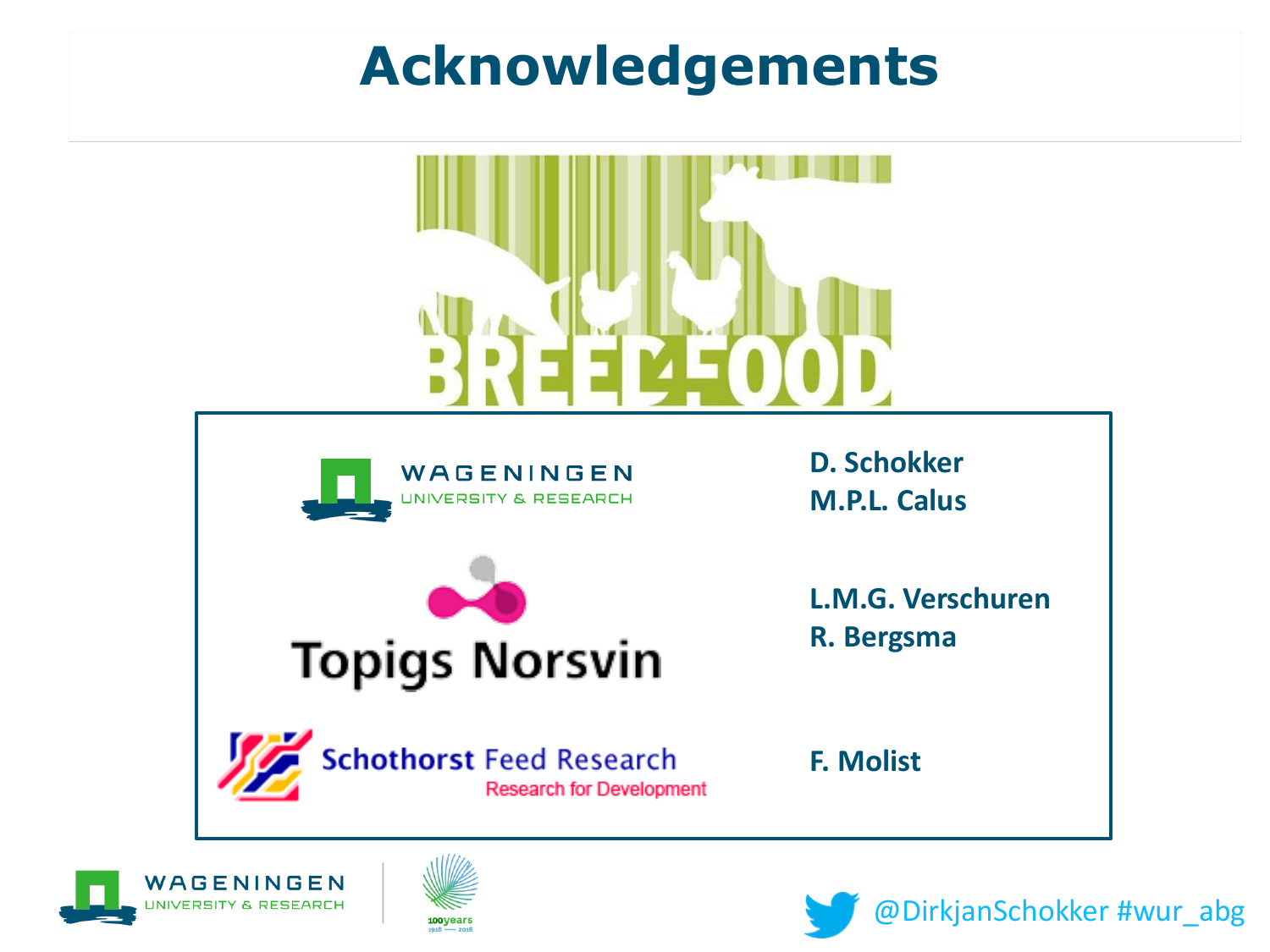# Acknowledgements

BREED4FOOD

| | |
|---|---|
| WAGENINGEN UNIVERSITY & RESEARCH | **D. Schokker**<br>**M.P.L. Calus** |
| Topigs Norsvin | **L.M.G. Verschuren**<br>**R. Bergsma** |
| Schothorst Feed Research — Research for Development | **F. Molist** |

@DirkjanSchokker #wur_abg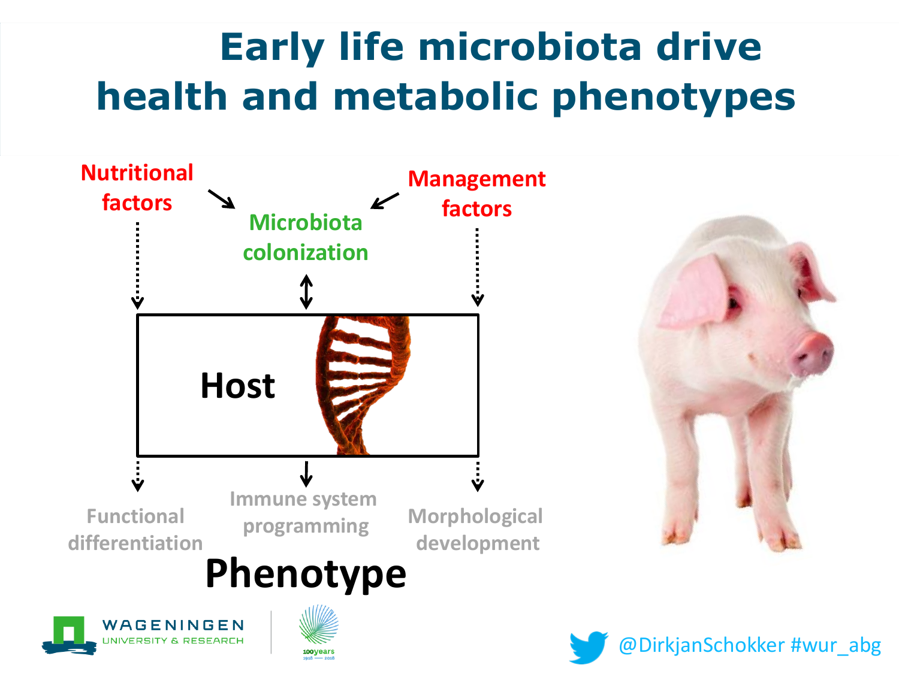# Early life microbiota drive health and metabolic phenotypes

Nutritional factors

Management factors

Microbiota colonization

Host

Functional differentiation

Immune system programming

Morphological development

Phenotype

@DirkjanSchokker #wur_abg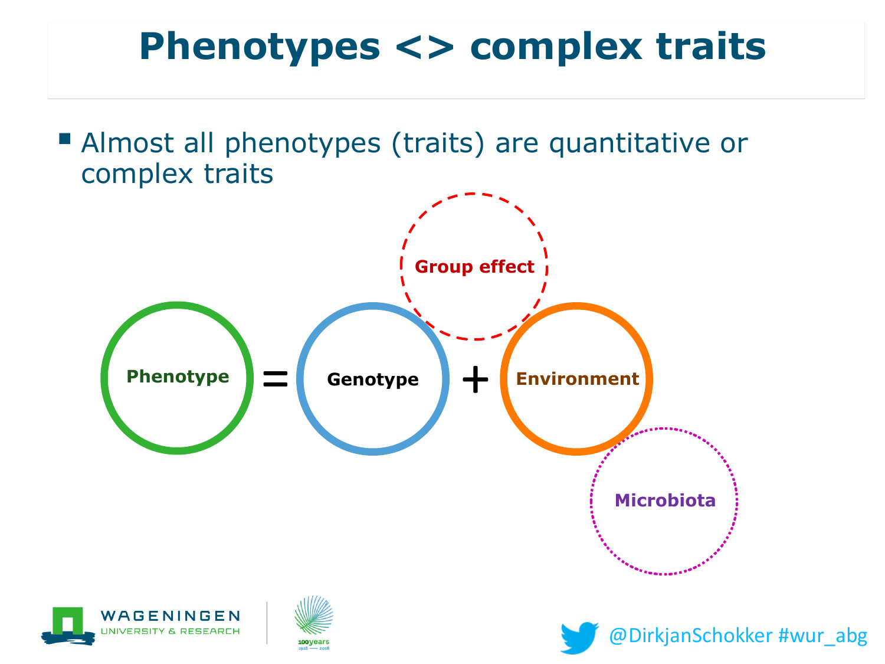# Phenotypes <> complex traits

- Almost all phenotypes (traits) are quantitative or complex traits

Phenotype = Genotype + Environment

Group effect

Microbiota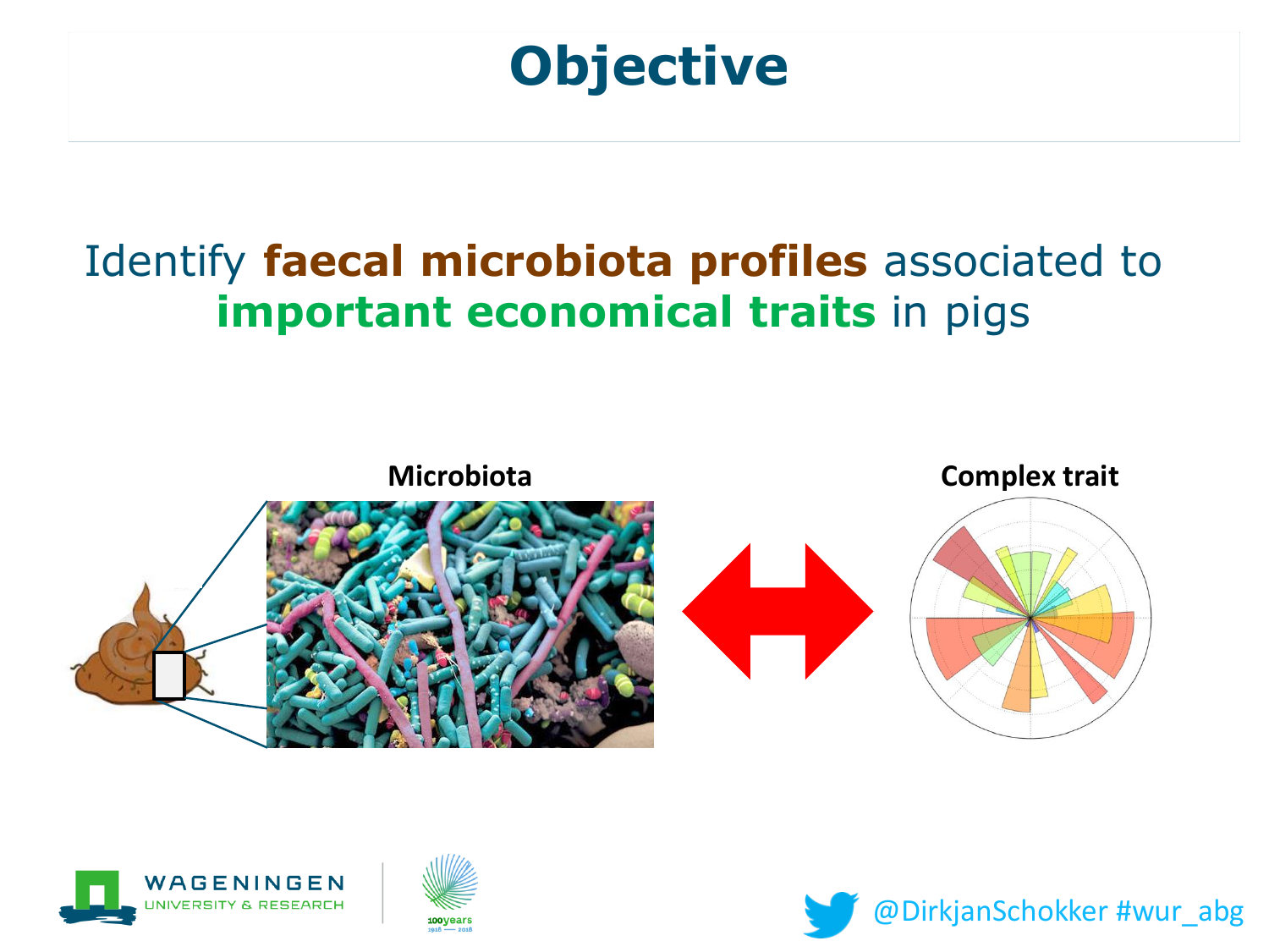# Objective

Identify **faecal microbiota profiles** associated to **important economical traits** in pigs

Microbiota

Complex trait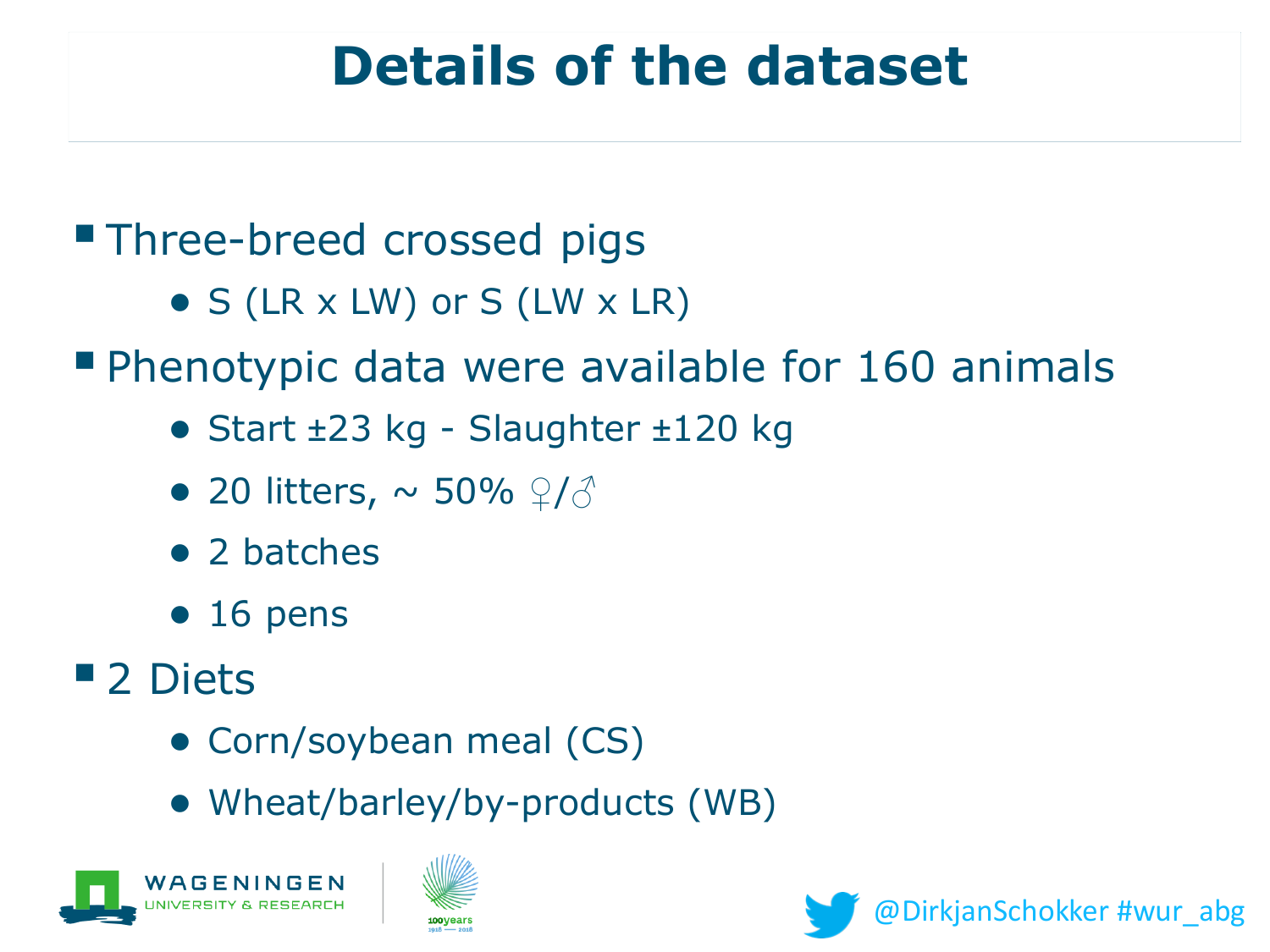# Details of the dataset

- Three-breed crossed pigs
  - S (LR x LW) or S (LW x LR)
- Phenotypic data were available for 160 animals
  - Start ±23 kg - Slaughter ±120 kg
  - 20 litters, ~ 50% ♀/♂
  - 2 batches
  - 16 pens
- 2 Diets
  - Corn/soybean meal (CS)
  - Wheat/barley/by-products (WB)

@DirkjanSchokker #wur_abg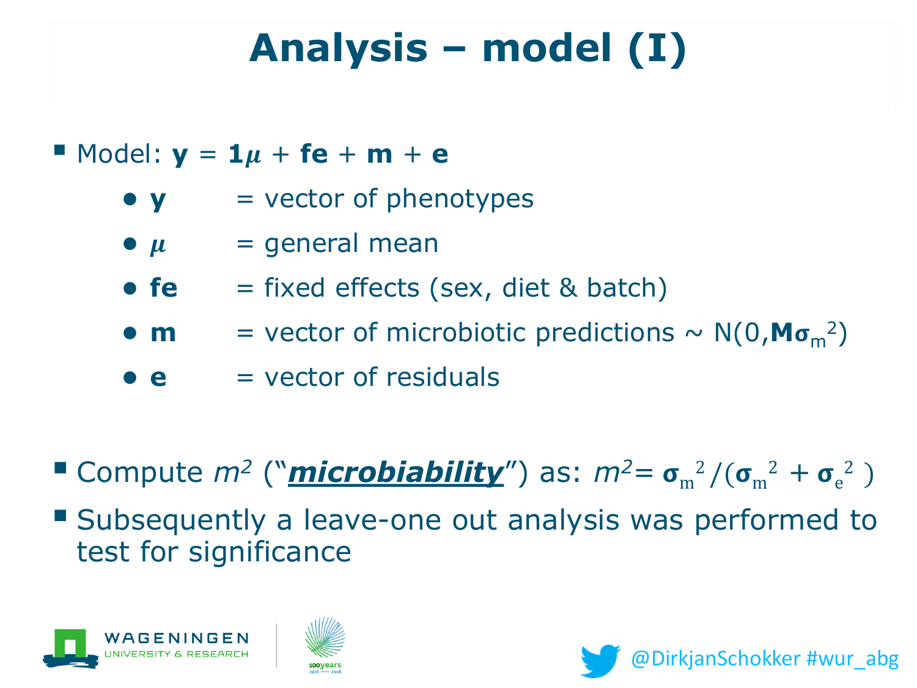# Analysis – model (I)

- Model: $\mathbf{y} = \mathbf{1}\mu + \mathbf{fe} + \mathbf{m} + \mathbf{e}$
  - $\mathbf{y}$ = vector of phenotypes
  - $\mu$ = general mean
  - $\mathbf{fe}$ = fixed effects (sex, diet & batch)
  - $\mathbf{m}$ = vector of microbiotic predictions ~ $N(0, \mathbf{M}\sigma_m^2)$
  - $\mathbf{e}$ = vector of residuals

- Compute $m^2$ ("***microbiability***") as: $m^2 = \sigma_m^2 / (\sigma_m^2 + \sigma_e^2)$
- Subsequently a leave-one out analysis was performed to test for significance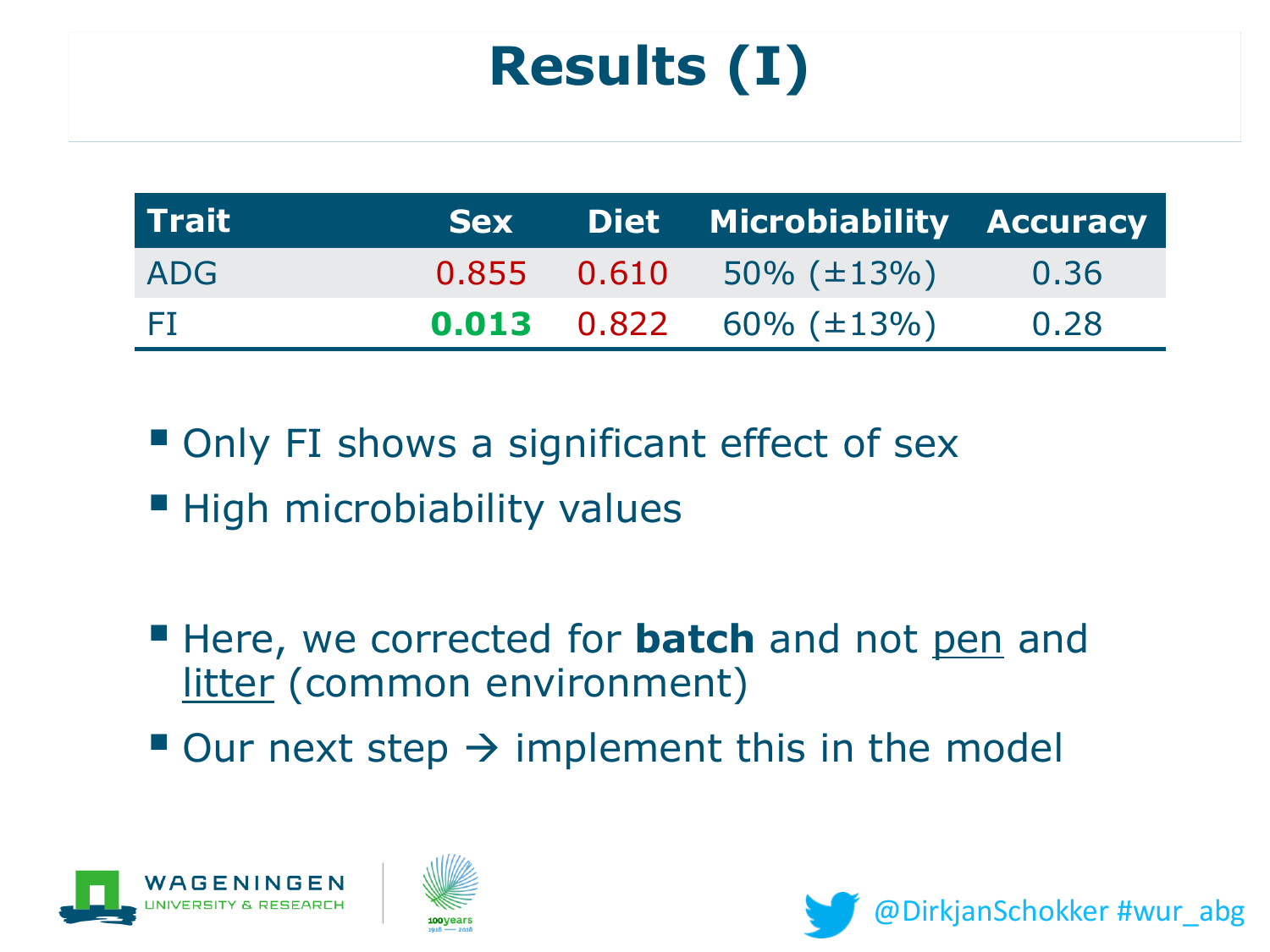# Results (I)

| Trait | Sex | Diet | Microbiability | Accuracy |
|---|---|---|---|---|
| ADG | 0.855 | 0.610 | 50% (±13%) | 0.36 |
| FI | **0.013** | 0.822 | 60% (±13%) | 0.28 |

- Only FI shows a significant effect of sex
- High microbiability values

- Here, we corrected for **batch** and not pen and litter (common environment)
- Our next step → implement this in the model

@DirkjanSchokker #wur_abg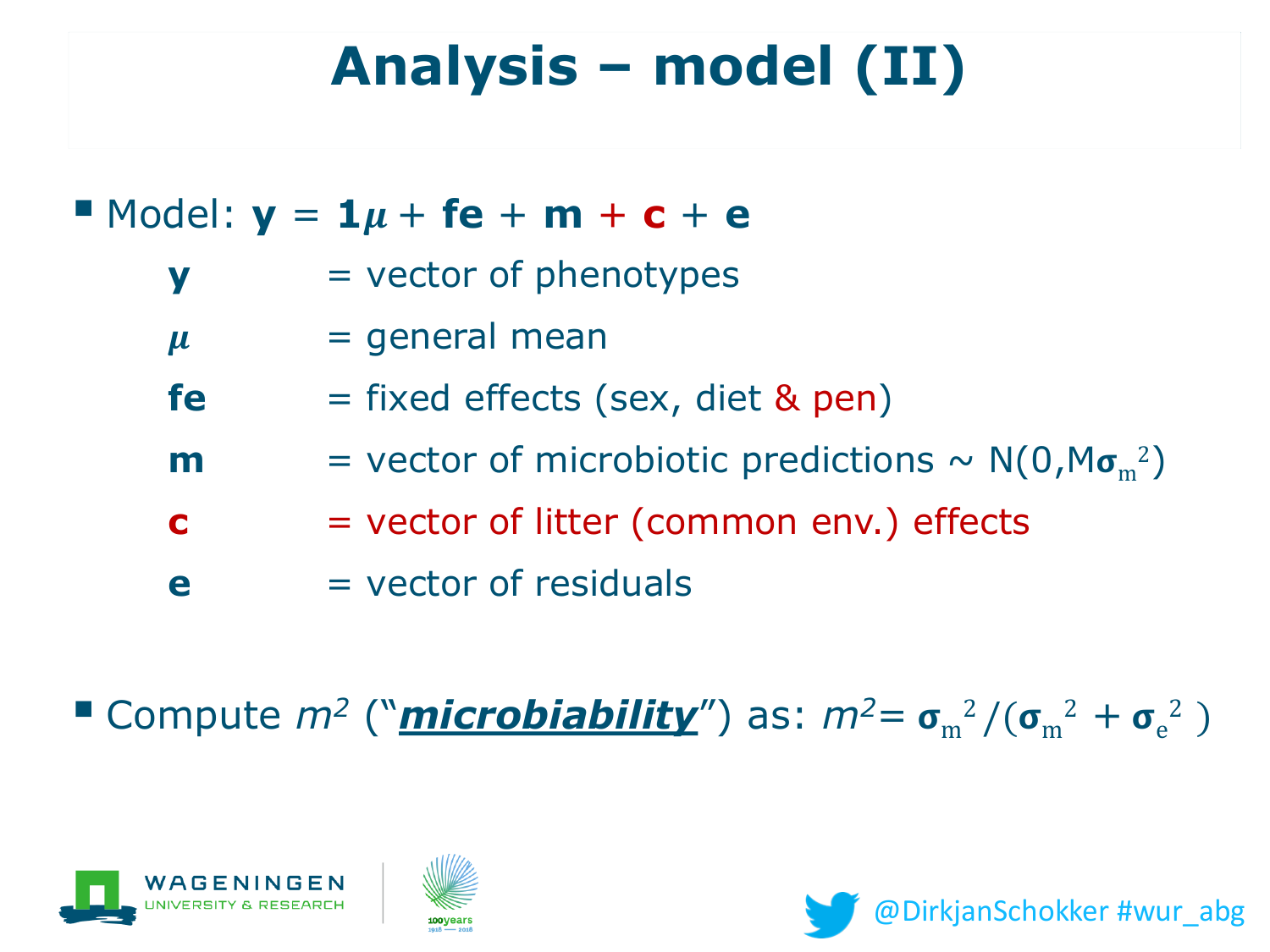# Analysis – model (II)

- Model: $\mathbf{y} = \mathbf{1}\mu + \mathbf{fe} + \mathbf{m} + \mathbf{c} + \mathbf{e}$

  | | |
  |---|---|
  | **y** | = vector of phenotypes |
  | $\mu$ | = general mean |
  | **fe** | = fixed effects (sex, diet & pen) |
  | **m** | = vector of microbiotic predictions ~ $N(0, M\boldsymbol{\sigma}_m^2)$ |
  | **c** | = vector of litter (common env.) effects |
  | **e** | = vector of residuals |

- Compute $m^2$ ("***microbiability***") as: $m^2 = \boldsymbol{\sigma}_m^2 / (\boldsymbol{\sigma}_m^2 + \boldsymbol{\sigma}_e^2)$

@DirkjanSchokker #wur_abg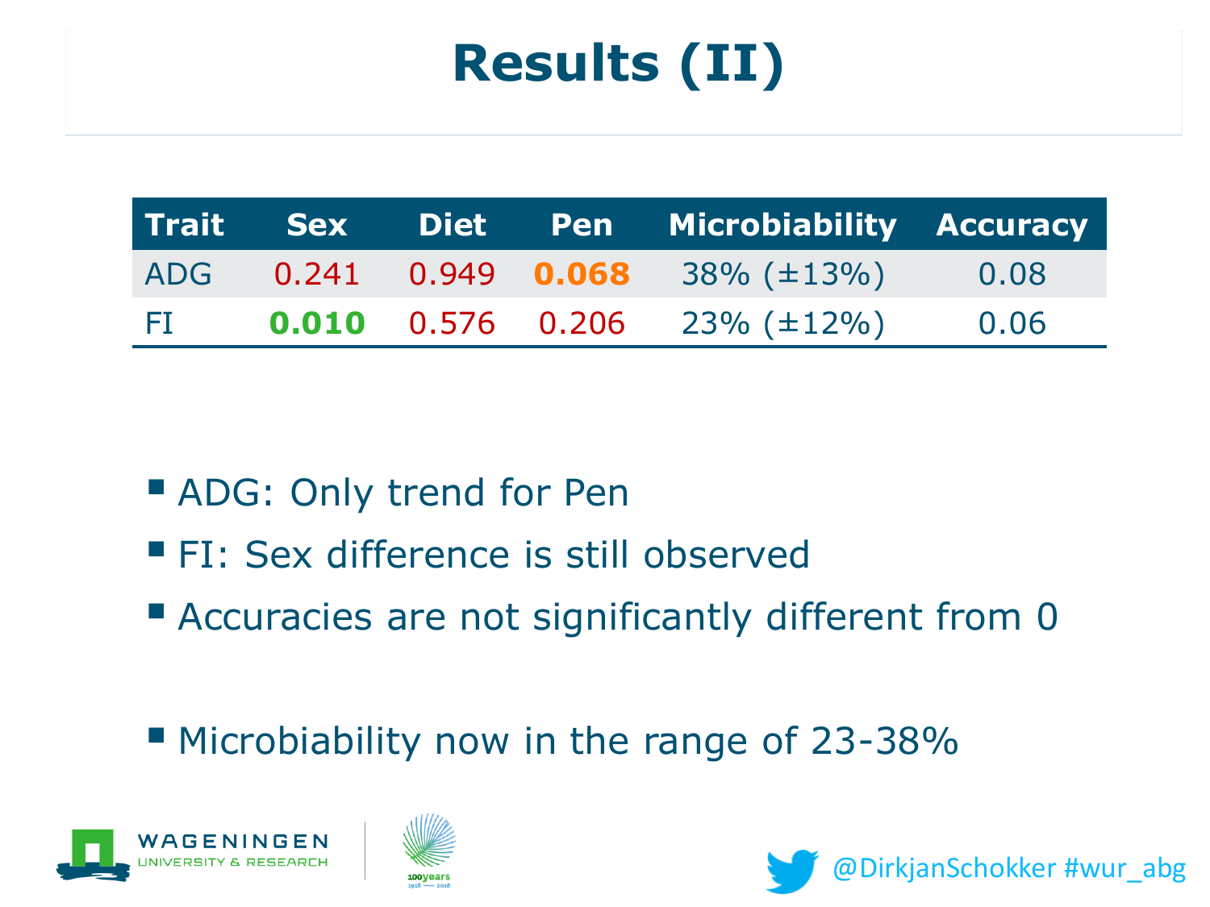# Results (II)

| Trait | Sex | Diet | Pen | Microbiability | Accuracy |
|---|---|---|---|---|---|
| ADG | 0.241 | 0.949 | **0.068** | 38% (±13%) | 0.08 |
| FI | **0.010** | 0.576 | 0.206 | 23% (±12%) | 0.06 |

- ADG: Only trend for Pen
- FI: Sex difference is still observed
- Accuracies are not significantly different from 0

- Microbiability now in the range of 23-38%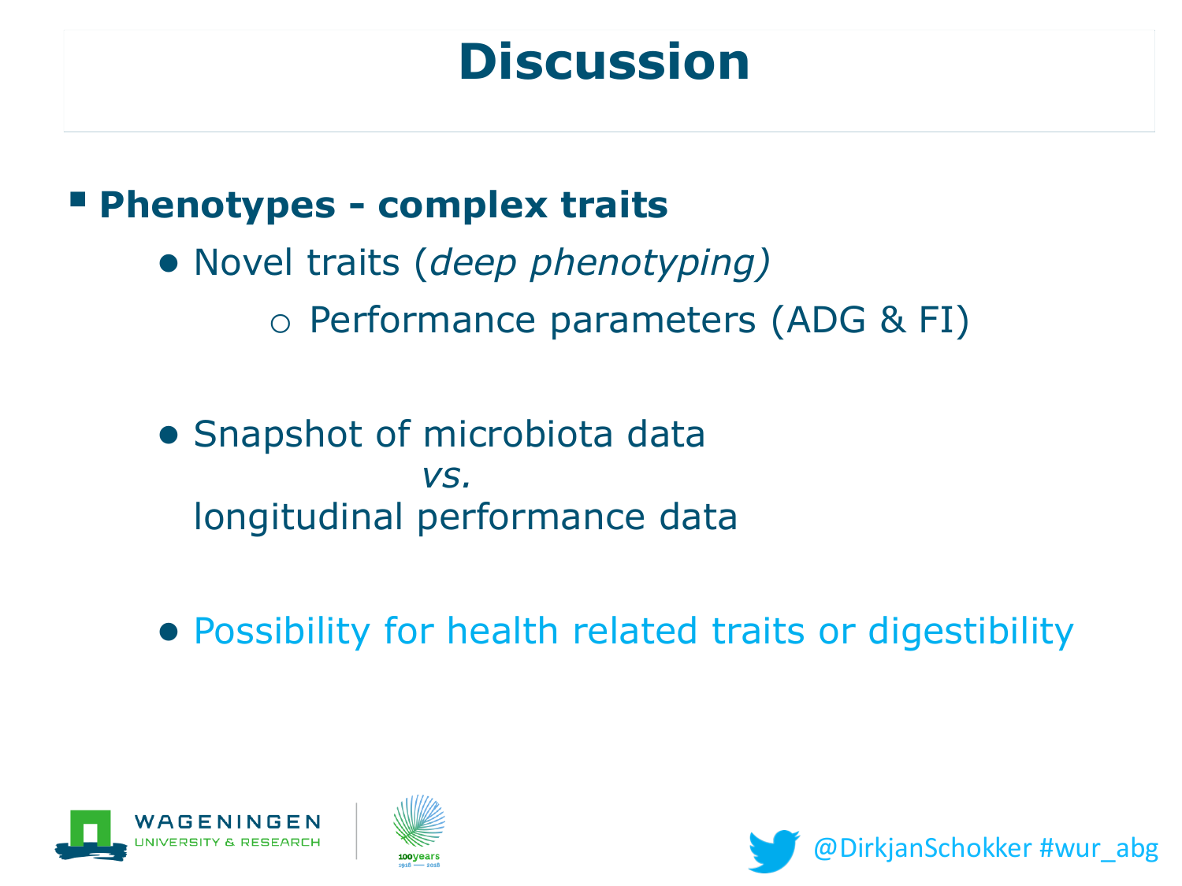# Discussion

- **Phenotypes - complex traits**
  - Novel traits (*deep phenotyping)*
    - Performance parameters (ADG & FI)
  - Snapshot of microbiota data *vs.* longitudinal performance data
  - Possibility for health related traits or digestibility

@DirkjanSchokker #wur_abg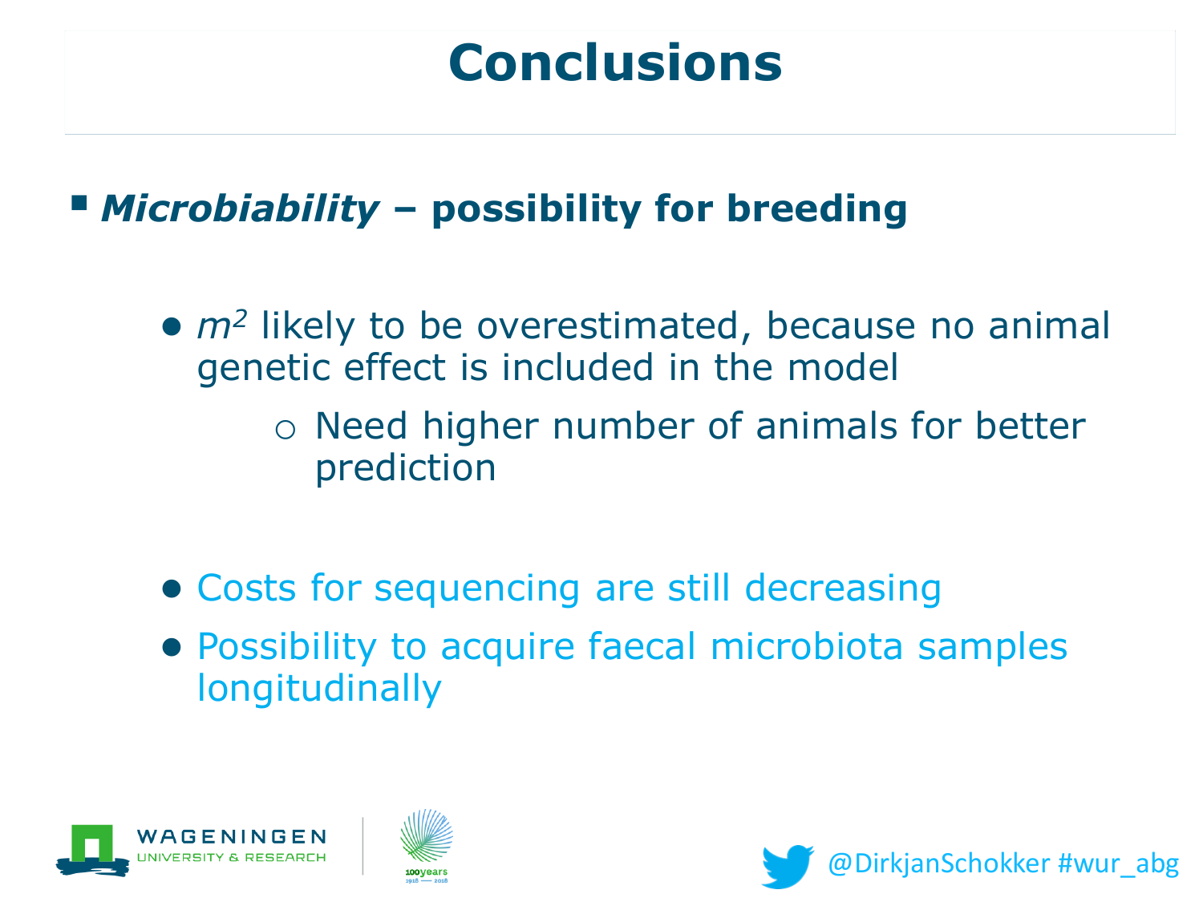# Conclusions

- ***Microbiability*** **– possibility for breeding**

  - $m^2$ likely to be overestimated, because no animal genetic effect is included in the model
    - Need higher number of animals for better prediction

  - Costs for sequencing are still decreasing
  - Possibility to acquire faecal microbiota samples longitudinally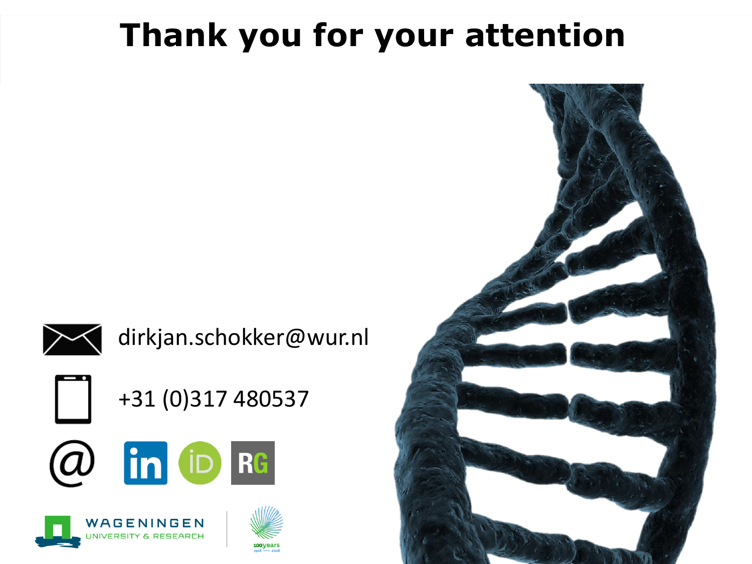# Thank you for your attention

dirkjan.schokker@wur.nl

+31 (0)317 480537

WAGENINGEN
UNIVERSITY & RESEARCH

100years
1918 — 2018